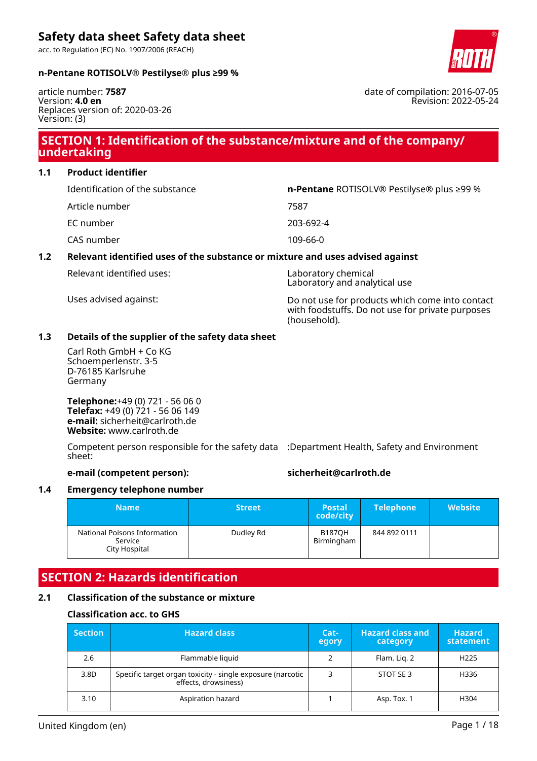# Safety data sheet Safety data sheet

acc. to Regulation (EC) No. 1907/2006 (REACH)

**n-Pentane ROTISOLV® Pestilyse® plus ≥99 %**

article number: **7587**
Version: **4.0 en**
Replaces version of: 2020-03-26
Version: (3)

date of compilation: 2016-07-05
Revision: 2022-05-24

## SECTION 1: Identification of the substance/mixture and of the company/undertaking

### 1.1 Product identifier

| | |
|---|---|
| Identification of the substance | **n-Pentane** ROTISOLV® Pestilyse® plus ≥99 % |
| Article number | 7587 |
| EC number | 203-692-4 |
| CAS number | 109-66-0 |

### 1.2 Relevant identified uses of the substance or mixture and uses advised against

| | |
|---|---|
| Relevant identified uses: | Laboratory chemical<br>Laboratory and analytical use |
| Uses advised against: | Do not use for products which come into contact with foodstuffs. Do not use for private purposes (household). |

### 1.3 Details of the supplier of the safety data sheet

Carl Roth GmbH + Co KG
Schoemperlenstr. 3-5
D-76185 Karlsruhe
Germany

**Telephone:**+49 (0) 721 - 56 06 0
**Telefax:** +49 (0) 721 - 56 06 149
**e-mail:** sicherheit@carlroth.de
**Website:** www.carlroth.de

Competent person responsible for the safety data sheet: :Department Health, Safety and Environment

**e-mail (competent person):** **sicherheit@carlroth.de**

### 1.4 Emergency telephone number

| Name | Street | Postal code/city | Telephone | Website |
|---|---|---|---|---|
| National Poisons Information Service City Hospital | Dudley Rd | B187QH Birmingham | 844 892 0111 | |

## SECTION 2: Hazards identification

### 2.1 Classification of the substance or mixture

#### Classification acc. to GHS

| Section | Hazard class | Category | Hazard class and category | Hazard statement |
|---|---|---|---|---|
| 2.6 | Flammable liquid | 2 | Flam. Liq. 2 | H225 |
| 3.8D | Specific target organ toxicity - single exposure (narcotic effects, drowsiness) | 3 | STOT SE 3 | H336 |
| 3.10 | Aspiration hazard | 1 | Asp. Tox. 1 | H304 |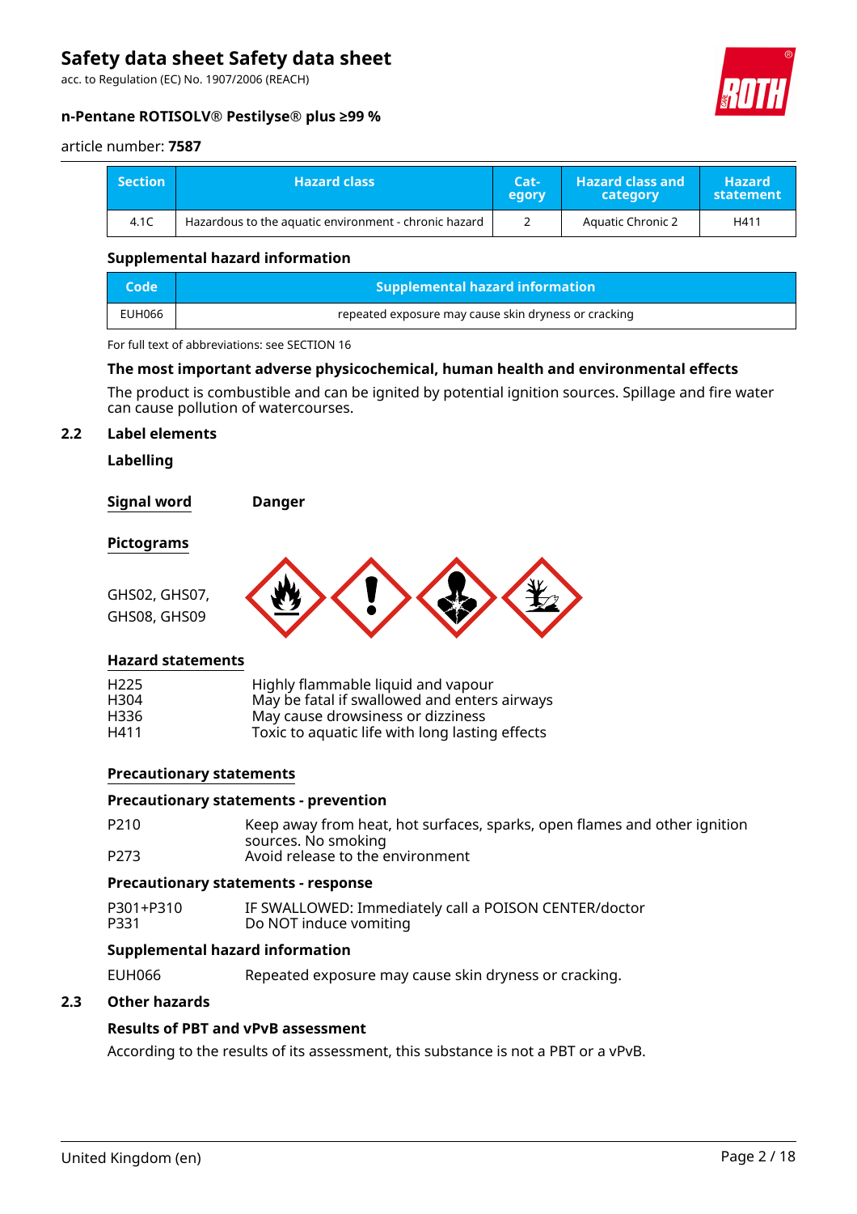| Section | Hazard class | Cat-egory | Hazard class and category | Hazard statement |
|---|---|---|---|---|
| 4.1C | Hazardous to the aquatic environment - chronic hazard | 2 | Aquatic Chronic 2 | H411 |

### Supplemental hazard information

| Code | Supplemental hazard information |
|---|---|
| EUH066 | repeated exposure may cause skin dryness or cracking |

For full text of abbreviations: see SECTION 16

### The most important adverse physicochemical, human health and environmental effects

The product is combustible and can be ignited by potential ignition sources. Spillage and fire water can cause pollution of watercourses.

## 2.2 Label elements

### Labelling

**Signal word** **Danger**

**Pictograms**

GHS02, GHS07, GHS08, GHS09

**Hazard statements**

| | |
|---|---|
| H225 | Highly flammable liquid and vapour |
| H304 | May be fatal if swallowed and enters airways |
| H336 | May cause drowsiness or dizziness |
| H411 | Toxic to aquatic life with long lasting effects |

**Precautionary statements**

**Precautionary statements - prevention**

| | |
|---|---|
| P210 | Keep away from heat, hot surfaces, sparks, open flames and other ignition sources. No smoking |
| P273 | Avoid release to the environment |

**Precautionary statements - response**

| | |
|---|---|
| P301+P310 | IF SWALLOWED: Immediately call a POISON CENTER/doctor |
| P331 | Do NOT induce vomiting |

**Supplemental hazard information**

| | |
|---|---|
| EUH066 | Repeated exposure may cause skin dryness or cracking. |

## 2.3 Other hazards

### Results of PBT and vPvB assessment

According to the results of its assessment, this substance is not a PBT or a vPvB.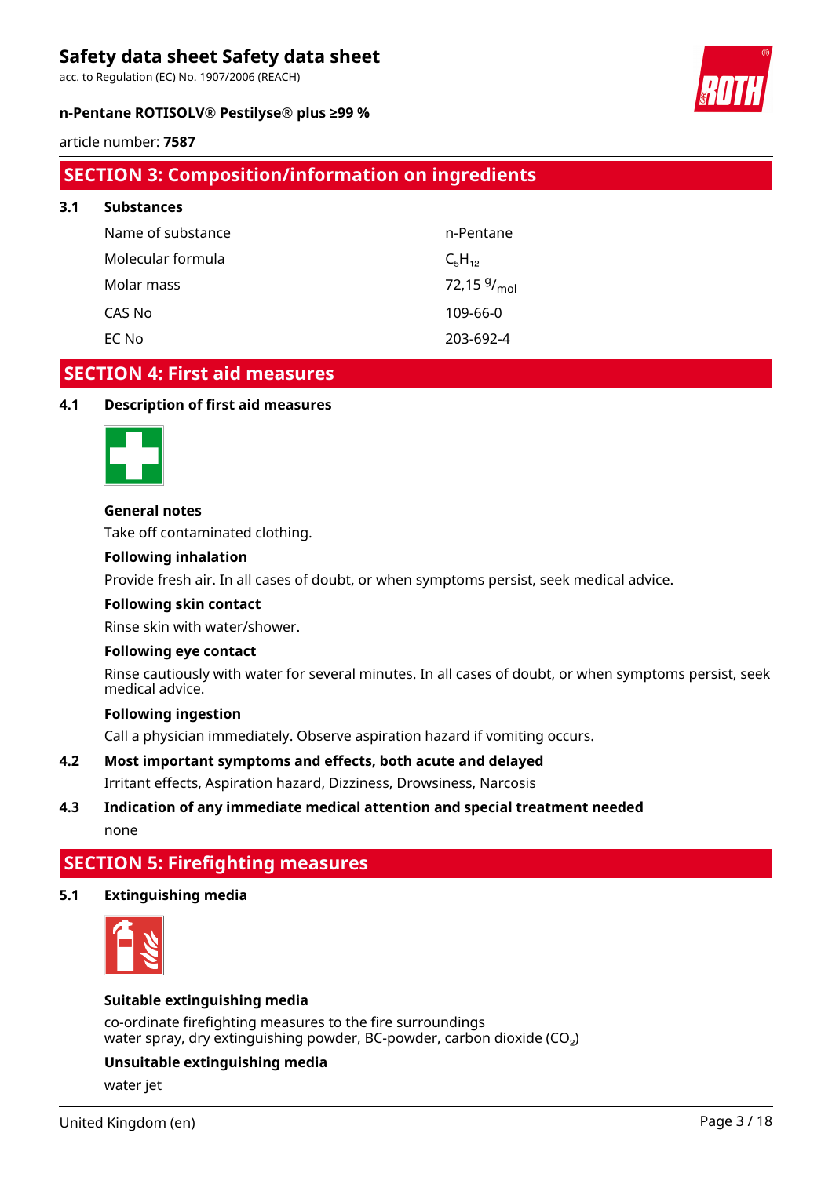## SECTION 3: Composition/information on ingredients

### 3.1 Substances

| | |
|---|---|
| Name of substance | n-Pentane |
| Molecular formula | $C_5H_{12}$ |
| Molar mass | 72,15 $^{g}/_{mol}$ |
| CAS No | 109-66-0 |
| EC No | 203-692-4 |

## SECTION 4: First aid measures

### 4.1 Description of first aid measures

**General notes**

Take off contaminated clothing.

**Following inhalation**

Provide fresh air. In all cases of doubt, or when symptoms persist, seek medical advice.

**Following skin contact**

Rinse skin with water/shower.

**Following eye contact**

Rinse cautiously with water for several minutes. In all cases of doubt, or when symptoms persist, seek medical advice.

**Following ingestion**

Call a physician immediately. Observe aspiration hazard if vomiting occurs.

### 4.2 Most important symptoms and effects, both acute and delayed

Irritant effects, Aspiration hazard, Dizziness, Drowsiness, Narcosis

### 4.3 Indication of any immediate medical attention and special treatment needed

none

## SECTION 5: Firefighting measures

### 5.1 Extinguishing media

**Suitable extinguishing media**

co-ordinate firefighting measures to the fire surroundings
water spray, dry extinguishing powder, BC-powder, carbon dioxide ($CO_2$)

**Unsuitable extinguishing media**

water jet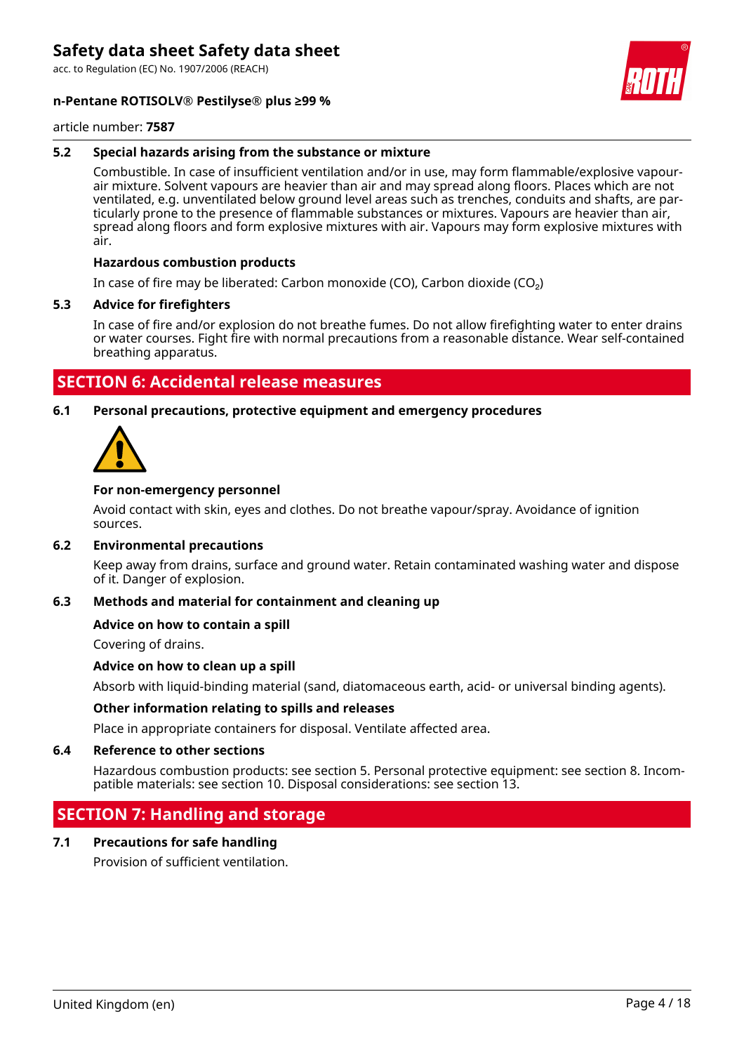### 5.2 Special hazards arising from the substance or mixture

Combustible. In case of insufficient ventilation and/or in use, may form flammable/explosive vapour-air mixture. Solvent vapours are heavier than air and may spread along floors. Places which are not ventilated, e.g. unventilated below ground level areas such as trenches, conduits and shafts, are particularly prone to the presence of flammable substances or mixtures. Vapours are heavier than air, spread along floors and form explosive mixtures with air. Vapours may form explosive mixtures with air.

**Hazardous combustion products**

In case of fire may be liberated: Carbon monoxide (CO), Carbon dioxide ($CO_2$)

### 5.3 Advice for firefighters

In case of fire and/or explosion do not breathe fumes. Do not allow firefighting water to enter drains or water courses. Fight fire with normal precautions from a reasonable distance. Wear self-contained breathing apparatus.

## SECTION 6: Accidental release measures

### 6.1 Personal precautions, protective equipment and emergency procedures

**For non-emergency personnel**

Avoid contact with skin, eyes and clothes. Do not breathe vapour/spray. Avoidance of ignition sources.

### 6.2 Environmental precautions

Keep away from drains, surface and ground water. Retain contaminated washing water and dispose of it. Danger of explosion.

### 6.3 Methods and material for containment and cleaning up

**Advice on how to contain a spill**

Covering of drains.

**Advice on how to clean up a spill**

Absorb with liquid-binding material (sand, diatomaceous earth, acid- or universal binding agents).

**Other information relating to spills and releases**

Place in appropriate containers for disposal. Ventilate affected area.

### 6.4 Reference to other sections

Hazardous combustion products: see section 5. Personal protective equipment: see section 8. Incompatible materials: see section 10. Disposal considerations: see section 13.

## SECTION 7: Handling and storage

### 7.1 Precautions for safe handling

Provision of sufficient ventilation.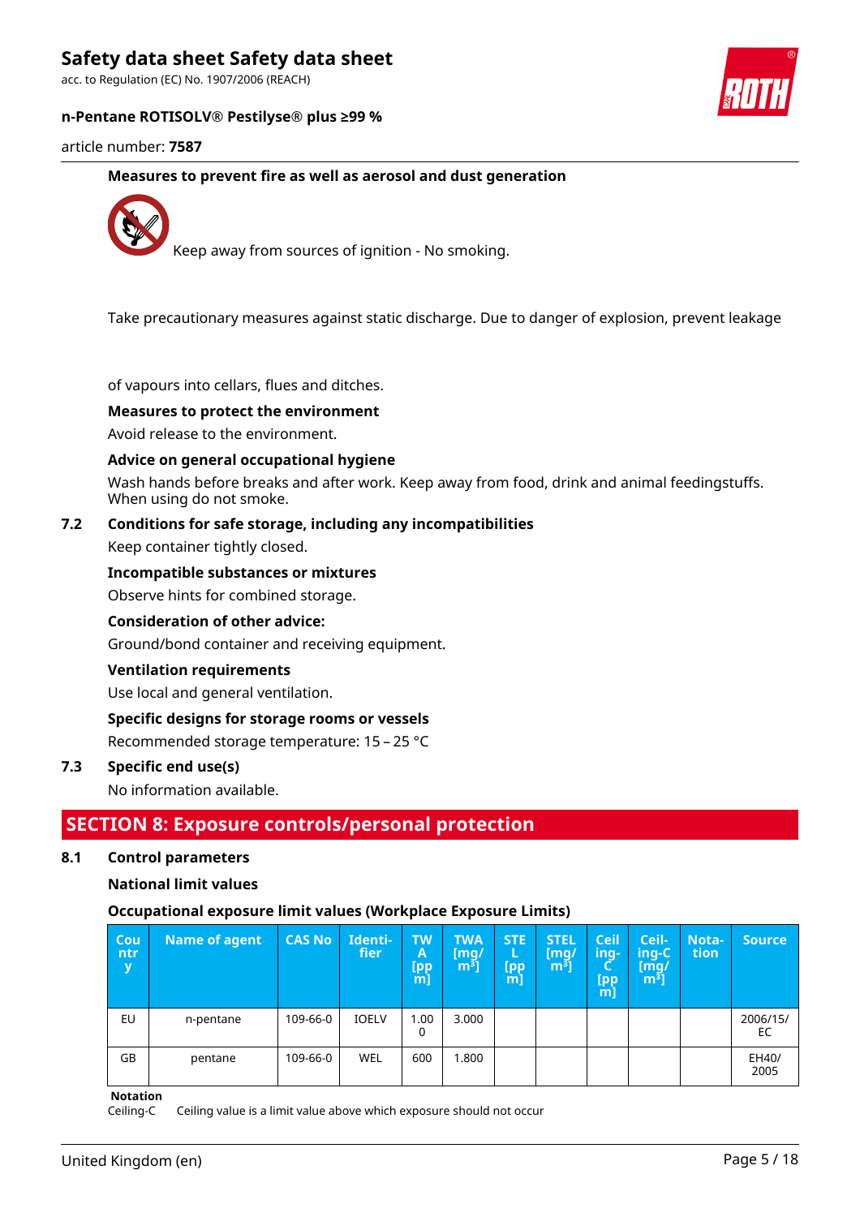**Measures to prevent fire as well as aerosol and dust generation**

Keep away from sources of ignition - No smoking.

Take precautionary measures against static discharge. Due to danger of explosion, prevent leakage of vapours into cellars, flues and ditches.

**Measures to protect the environment**

Avoid release to the environment.

**Advice on general occupational hygiene**

Wash hands before breaks and after work. Keep away from food, drink and animal feedingstuffs. When using do not smoke.

## 7.2 Conditions for safe storage, including any incompatibilities

Keep container tightly closed.

**Incompatible substances or mixtures**

Observe hints for combined storage.

**Consideration of other advice:**

Ground/bond container and receiving equipment.

**Ventilation requirements**

Use local and general ventilation.

**Specific designs for storage rooms or vessels**

Recommended storage temperature: 15 – 25 °C

## 7.3 Specific end use(s)

No information available.

# SECTION 8: Exposure controls/personal protection

## 8.1 Control parameters

**National limit values**

**Occupational exposure limit values (Workplace Exposure Limits)**

| Country | Name of agent | CAS No | Identifier | TWA [ppm] | TWA [mg/m³] | STEL [ppm] | STEL [mg/m³] | Ceiling-C [ppm] | Ceiling-C [mg/m³] | Notation | Source |
|---|---|---|---|---|---|---|---|---|---|---|---|
| EU | n-pentane | 109-66-0 | IOELV | 1.000 | 3.000 | | | | | | 2006/15/EC |
| GB | pentane | 109-66-0 | WEL | 600 | 1.800 | | | | | | EH40/2005 |

**Notation**

Ceiling-C Ceiling value is a limit value above which exposure should not occur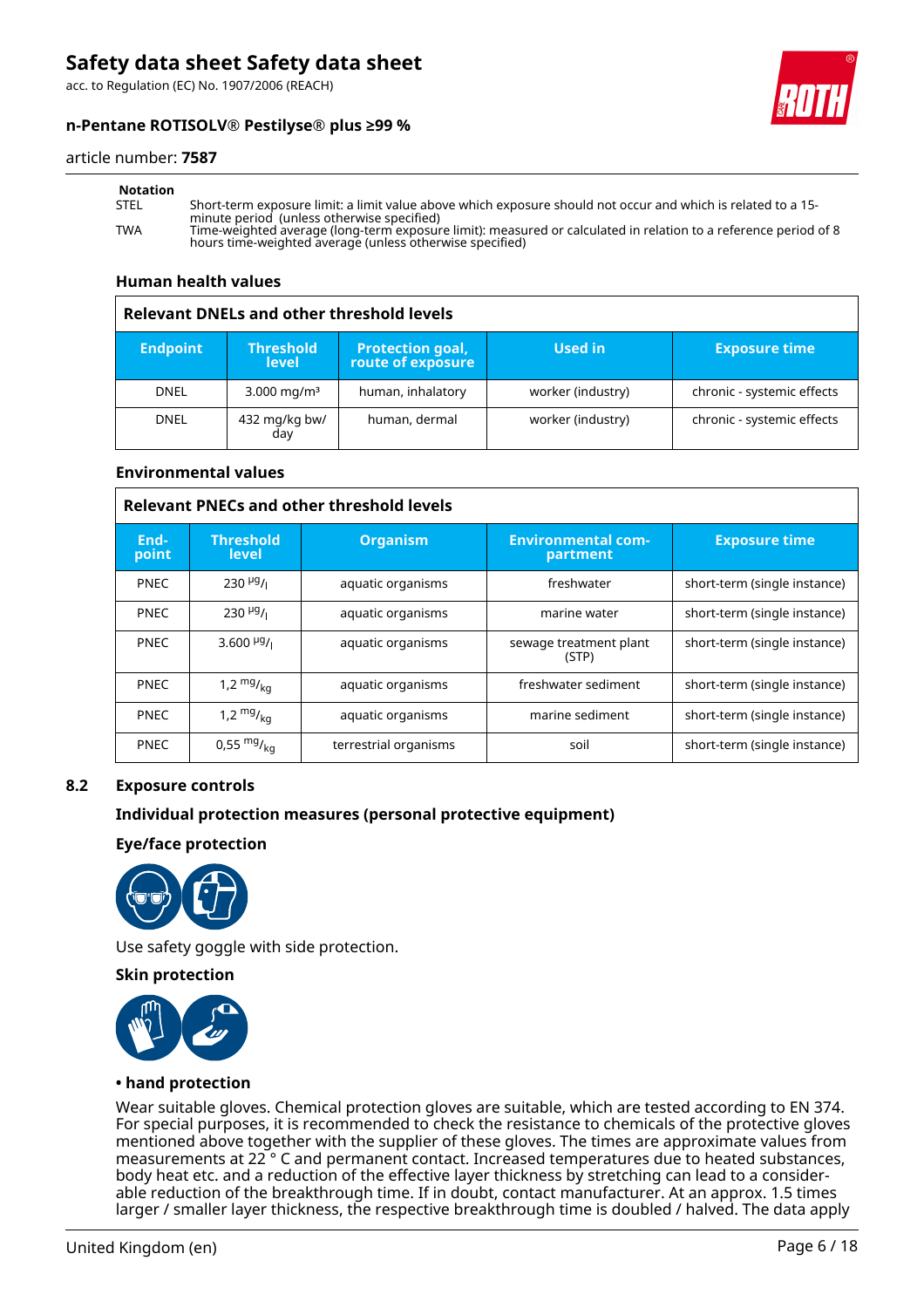**Notation**

| | |
|---|---|
| STEL | Short-term exposure limit: a limit value above which exposure should not occur and which is related to a 15-minute period (unless otherwise specified) |
| TWA | Time-weighted average (long-term exposure limit): measured or calculated in relation to a reference period of 8 hours time-weighted average (unless otherwise specified) |

### Human health values

**Relevant DNELs and other threshold levels**

| Endpoint | Threshold level | Protection goal, route of exposure | Used in | Exposure time |
|---|---|---|---|---|
| DNEL | 3.000 mg/m³ | human, inhalatory | worker (industry) | chronic - systemic effects |
| DNEL | 432 mg/kg bw/day | human, dermal | worker (industry) | chronic - systemic effects |

### Environmental values

**Relevant PNECs and other threshold levels**

| End-point | Threshold level | Organism | Environmental compartment | Exposure time |
|---|---|---|---|---|
| PNEC | 230 µg/l | aquatic organisms | freshwater | short-term (single instance) |
| PNEC | 230 µg/l | aquatic organisms | marine water | short-term (single instance) |
| PNEC | 3.600 µg/l | aquatic organisms | sewage treatment plant (STP) | short-term (single instance) |
| PNEC | 1,2 mg/kg | aquatic organisms | freshwater sediment | short-term (single instance) |
| PNEC | 1,2 mg/kg | aquatic organisms | marine sediment | short-term (single instance) |
| PNEC | 0,55 mg/kg | terrestrial organisms | soil | short-term (single instance) |

## 8.2 Exposure controls

### Individual protection measures (personal protective equipment)

### Eye/face protection

Use safety goggle with side protection.

### Skin protection

**• hand protection**

Wear suitable gloves. Chemical protection gloves are suitable, which are tested according to EN 374. For special purposes, it is recommended to check the resistance to chemicals of the protective gloves mentioned above together with the supplier of these gloves. The times are approximate values from measurements at 22 ° C and permanent contact. Increased temperatures due to heated substances, body heat etc. and a reduction of the effective layer thickness by stretching can lead to a considerable reduction of the breakthrough time. If in doubt, contact manufacturer. At an approx. 1.5 times larger / smaller layer thickness, the respective breakthrough time is doubled / halved. The data apply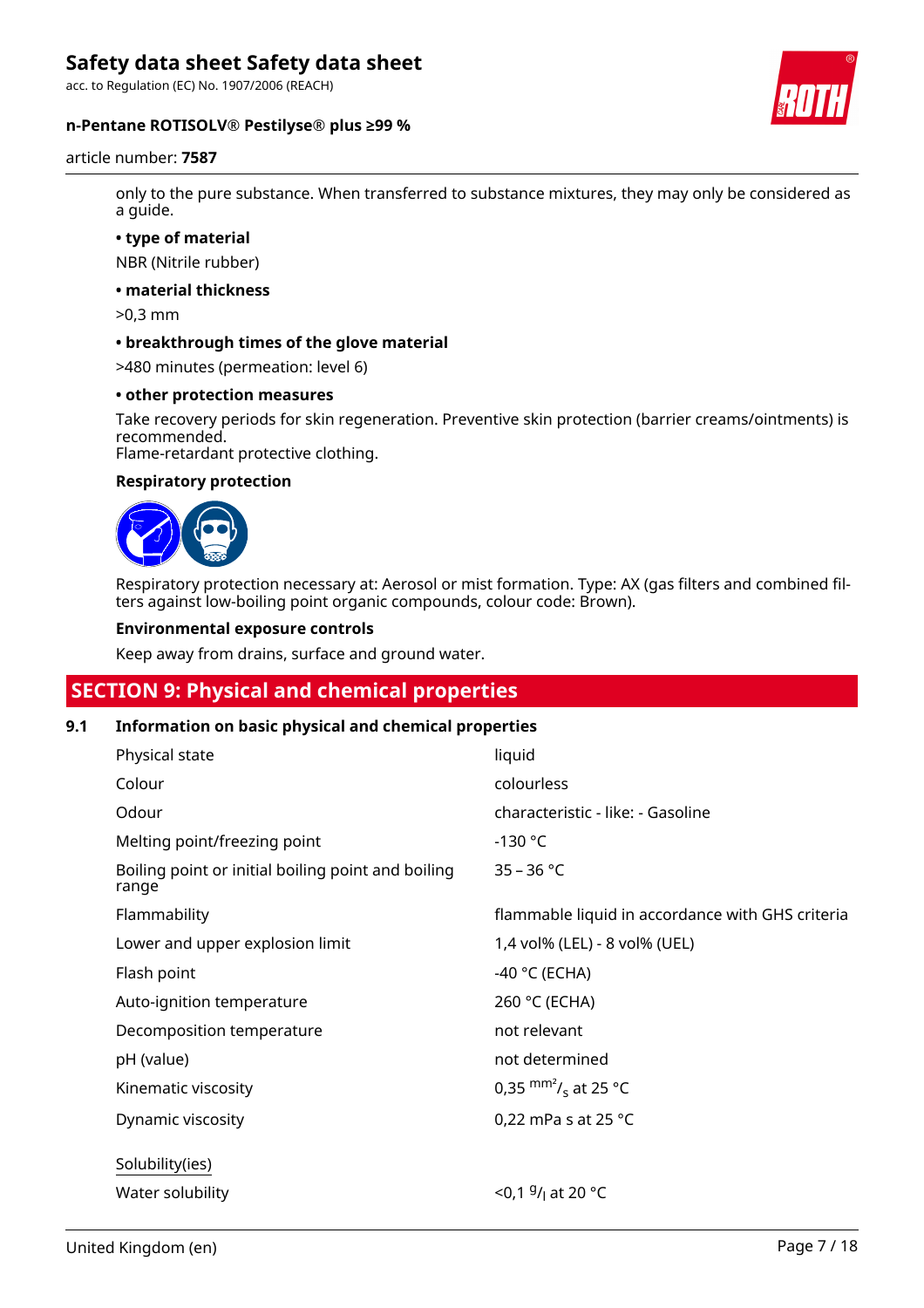only to the pure substance. When transferred to substance mixtures, they may only be considered as a guide.

- **type of material**

NBR (Nitrile rubber)

- **material thickness**

>0,3 mm

- **breakthrough times of the glove material**

>480 minutes (permeation: level 6)

- **other protection measures**

Take recovery periods for skin regeneration. Preventive skin protection (barrier creams/ointments) is recommended.
Flame-retardant protective clothing.

**Respiratory protection**

Respiratory protection necessary at: Aerosol or mist formation. Type: AX (gas filters and combined filters against low-boiling point organic compounds, colour code: Brown).

**Environmental exposure controls**

Keep away from drains, surface and ground water.

## SECTION 9: Physical and chemical properties

### 9.1 Information on basic physical and chemical properties

| Property | Value |
|---|---|
| Physical state | liquid |
| Colour | colourless |
| Odour | characteristic - like: - Gasoline |
| Melting point/freezing point | -130 °C |
| Boiling point or initial boiling point and boiling range | 35 – 36 °C |
| Flammability | flammable liquid in accordance with GHS criteria |
| Lower and upper explosion limit | 1,4 vol% (LEL) - 8 vol% (UEL) |
| Flash point | -40 °C (ECHA) |
| Auto-ignition temperature | 260 °C (ECHA) |
| Decomposition temperature | not relevant |
| pH (value) | not determined |
| Kinematic viscosity | 0,35 $^{mm^2}/_s$ at 25 °C |
| Dynamic viscosity | 0,22 mPa s at 25 °C |

Solubility(ies)

| Property | Value |
|---|---|
| Water solubility | <0,1 $^{g}/_{l}$ at 20 °C |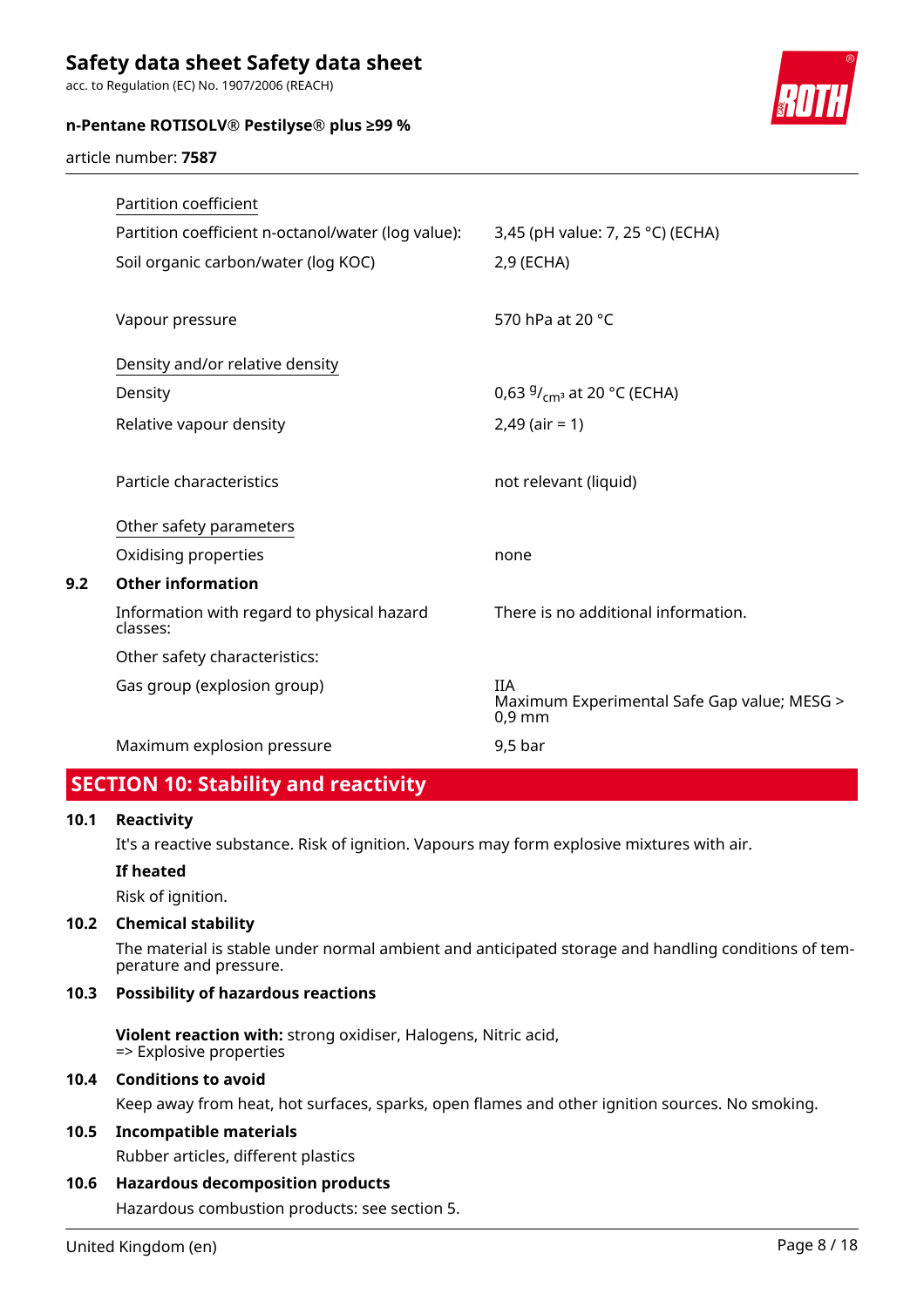| Property | Value |
|---|---|
| Partition coefficient | |
| Partition coefficient n-octanol/water (log value): | 3,45 (pH value: 7, 25 °C) (ECHA) |
| Soil organic carbon/water (log KOC) | 2,9 (ECHA) |
| Vapour pressure | 570 hPa at 20 °C |
| Density and/or relative density | |
| Density | 0,63 $^{g}/_{cm^3}$ at 20 °C (ECHA) |
| Relative vapour density | 2,49 (air = 1) |
| Particle characteristics | not relevant (liquid) |
| Other safety parameters | |
| Oxidising properties | none |

**9.2 Other information**

| Property | Value |
|---|---|
| Information with regard to physical hazard classes: | There is no additional information. |
| Other safety characteristics: | |
| Gas group (explosion group) | IIA<br>Maximum Experimental Safe Gap value; MESG > 0,9 mm |
| Maximum explosion pressure | 9,5 bar |

## SECTION 10: Stability and reactivity

**10.1 Reactivity**

It's a reactive substance. Risk of ignition. Vapours may form explosive mixtures with air.

**If heated**

Risk of ignition.

**10.2 Chemical stability**

The material is stable under normal ambient and anticipated storage and handling conditions of temperature and pressure.

**10.3 Possibility of hazardous reactions**

**Violent reaction with:** strong oxidiser, Halogens, Nitric acid,
=> Explosive properties

**10.4 Conditions to avoid**

Keep away from heat, hot surfaces, sparks, open flames and other ignition sources. No smoking.

**10.5 Incompatible materials**

Rubber articles, different plastics

**10.6 Hazardous decomposition products**

Hazardous combustion products: see section 5.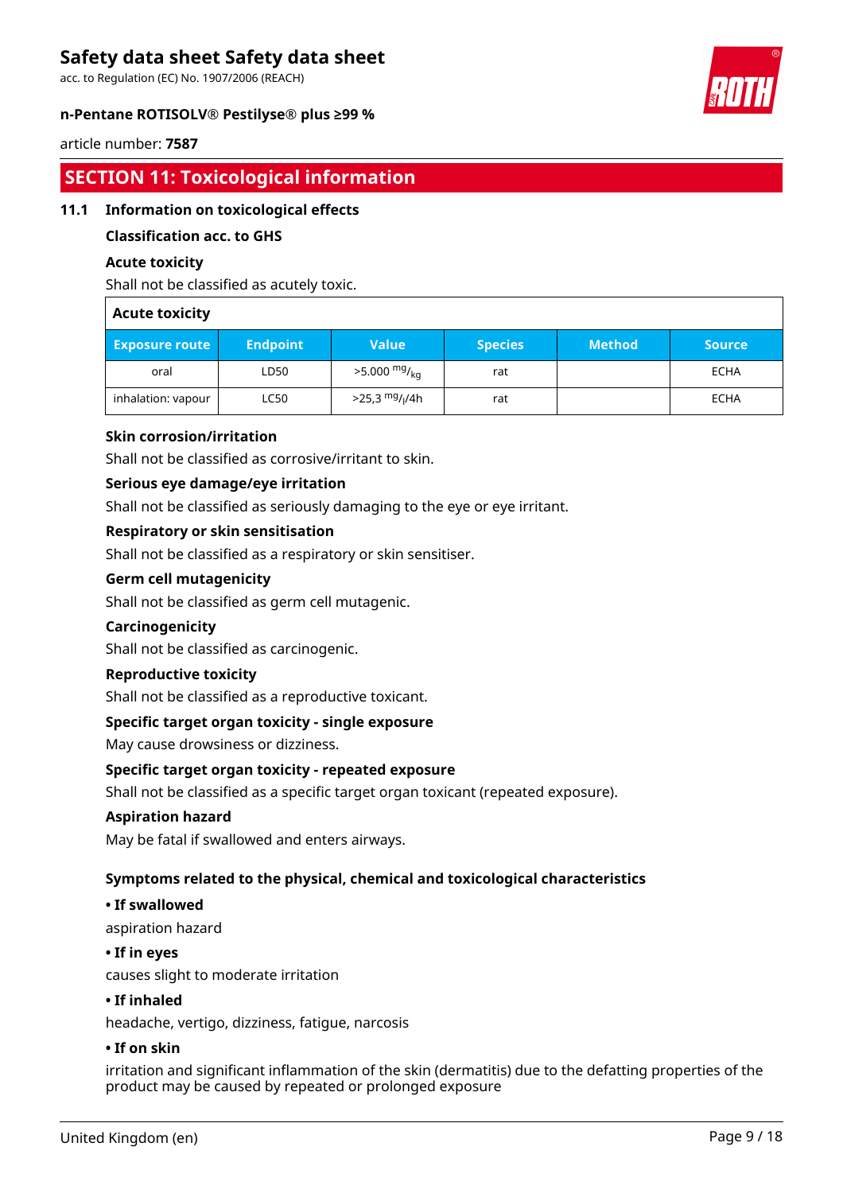## SECTION 11: Toxicological information

### 11.1 Information on toxicological effects

**Classification acc. to GHS**

**Acute toxicity**

Shall not be classified as acutely toxic.

| Acute toxicity | | | | | |
|---|---|---|---|---|---|
| **Exposure route** | **Endpoint** | **Value** | **Species** | **Method** | **Source** |
| oral | LD50 | >5.000 $^{mg}/_{kg}$ | rat | | ECHA |
| inhalation: vapour | LC50 | >25,3 $^{mg}/_{l}$/4h | rat | | ECHA |

**Skin corrosion/irritation**

Shall not be classified as corrosive/irritant to skin.

**Serious eye damage/eye irritation**

Shall not be classified as seriously damaging to the eye or eye irritant.

**Respiratory or skin sensitisation**

Shall not be classified as a respiratory or skin sensitiser.

**Germ cell mutagenicity**

Shall not be classified as germ cell mutagenic.

**Carcinogenicity**

Shall not be classified as carcinogenic.

**Reproductive toxicity**

Shall not be classified as a reproductive toxicant.

**Specific target organ toxicity - single exposure**

May cause drowsiness or dizziness.

**Specific target organ toxicity - repeated exposure**

Shall not be classified as a specific target organ toxicant (repeated exposure).

**Aspiration hazard**

May be fatal if swallowed and enters airways.

**Symptoms related to the physical, chemical and toxicological characteristics**

**• If swallowed**

aspiration hazard

**• If in eyes**

causes slight to moderate irritation

**• If inhaled**

headache, vertigo, dizziness, fatigue, narcosis

**• If on skin**

irritation and significant inflammation of the skin (dermatitis) due to the defatting properties of the product may be caused by repeated or prolonged exposure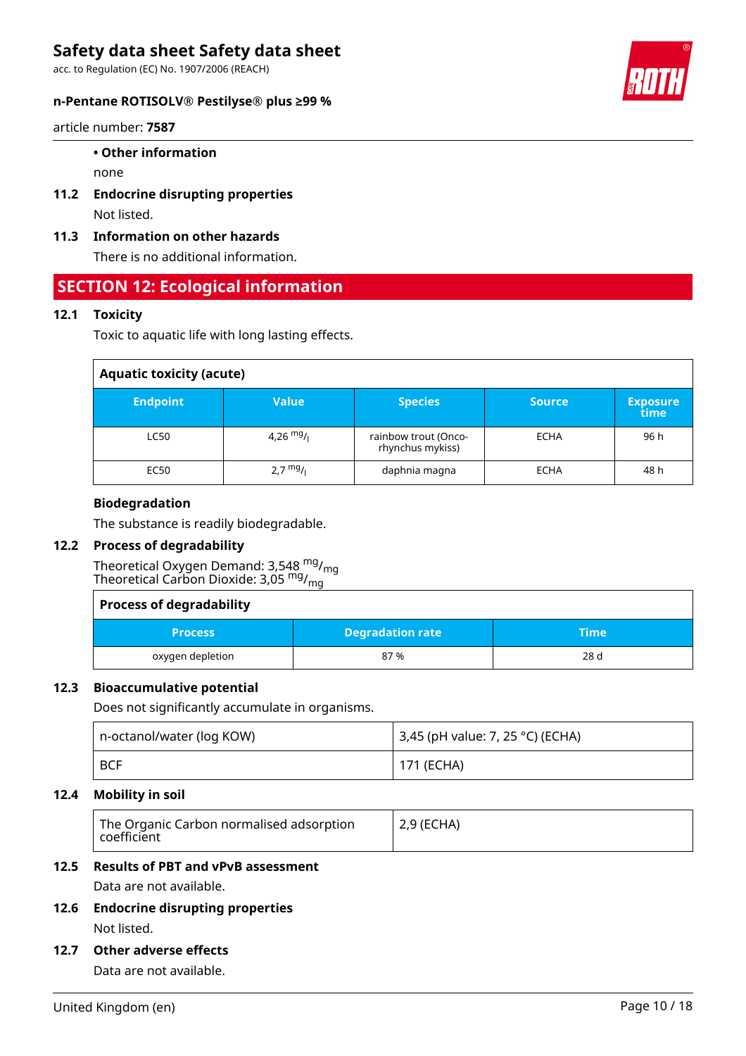**• Other information**

none

### 11.2 Endocrine disrupting properties

Not listed.

### 11.3 Information on other hazards

There is no additional information.

## SECTION 12: Ecological information

### 12.1 Toxicity

Toxic to aquatic life with long lasting effects.

| Aquatic toxicity (acute) | | | | |
|---|---|---|---|---|
| **Endpoint** | **Value** | **Species** | **Source** | **Exposure time** |
| LC50 | 4,26 $^{mg}/_{l}$ | rainbow trout (Oncorhynchus mykiss) | ECHA | 96 h |
| EC50 | 2,7 $^{mg}/_{l}$ | daphnia magna | ECHA | 48 h |

**Biodegradation**

The substance is readily biodegradable.

### 12.2 Process of degradability

Theoretical Oxygen Demand: 3,548 $^{mg}/_{mg}$
Theoretical Carbon Dioxide: 3,05 $^{mg}/_{mg}$

| Process of degradability | | |
|---|---|---|
| **Process** | **Degradation rate** | **Time** |
| oxygen depletion | 87 % | 28 d |

### 12.3 Bioaccumulative potential

Does not significantly accumulate in organisms.

| | |
|---|---|
| n-octanol/water (log KOW) | 3,45 (pH value: 7, 25 °C) (ECHA) |
| BCF | 171 (ECHA) |

### 12.4 Mobility in soil

| | |
|---|---|
| The Organic Carbon normalised adsorption coefficient | 2,9 (ECHA) |

### 12.5 Results of PBT and vPvB assessment

Data are not available.

### 12.6 Endocrine disrupting properties

Not listed.

### 12.7 Other adverse effects

Data are not available.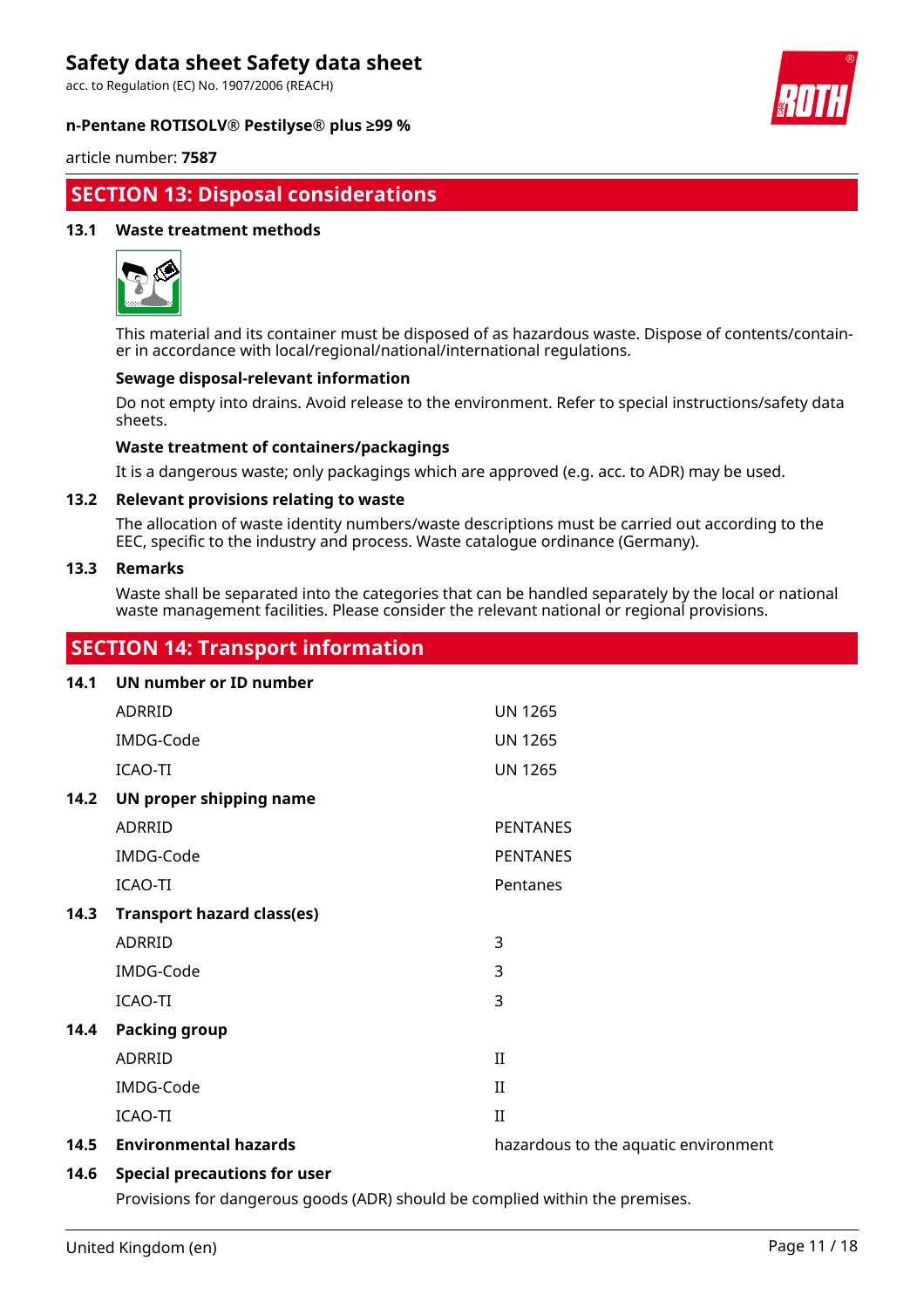## SECTION 13: Disposal considerations

### 13.1 Waste treatment methods

This material and its container must be disposed of as hazardous waste. Dispose of contents/container in accordance with local/regional/national/international regulations.

**Sewage disposal-relevant information**

Do not empty into drains. Avoid release to the environment. Refer to special instructions/safety data sheets.

**Waste treatment of containers/packagings**

It is a dangerous waste; only packagings which are approved (e.g. acc. to ADR) may be used.

### 13.2 Relevant provisions relating to waste

The allocation of waste identity numbers/waste descriptions must be carried out according to the EEC, specific to the industry and process. Waste catalogue ordinance (Germany).

### 13.3 Remarks

Waste shall be separated into the categories that can be handled separately by the local or national waste management facilities. Please consider the relevant national or regional provisions.

## SECTION 14: Transport information

### 14.1 UN number or ID number

| | |
|---|---|
| ADRRID | UN 1265 |
| IMDG-Code | UN 1265 |
| ICAO-TI | UN 1265 |

### 14.2 UN proper shipping name

| | |
|---|---|
| ADRRID | PENTANES |
| IMDG-Code | PENTANES |
| ICAO-TI | Pentanes |

### 14.3 Transport hazard class(es)

| | |
|---|---|
| ADRRID | 3 |
| IMDG-Code | 3 |
| ICAO-TI | 3 |

### 14.4 Packing group

| | |
|---|---|
| ADRRID | II |
| IMDG-Code | II |
| ICAO-TI | II |

### 14.5 Environmental hazards

hazardous to the aquatic environment

### 14.6 Special precautions for user

Provisions for dangerous goods (ADR) should be complied within the premises.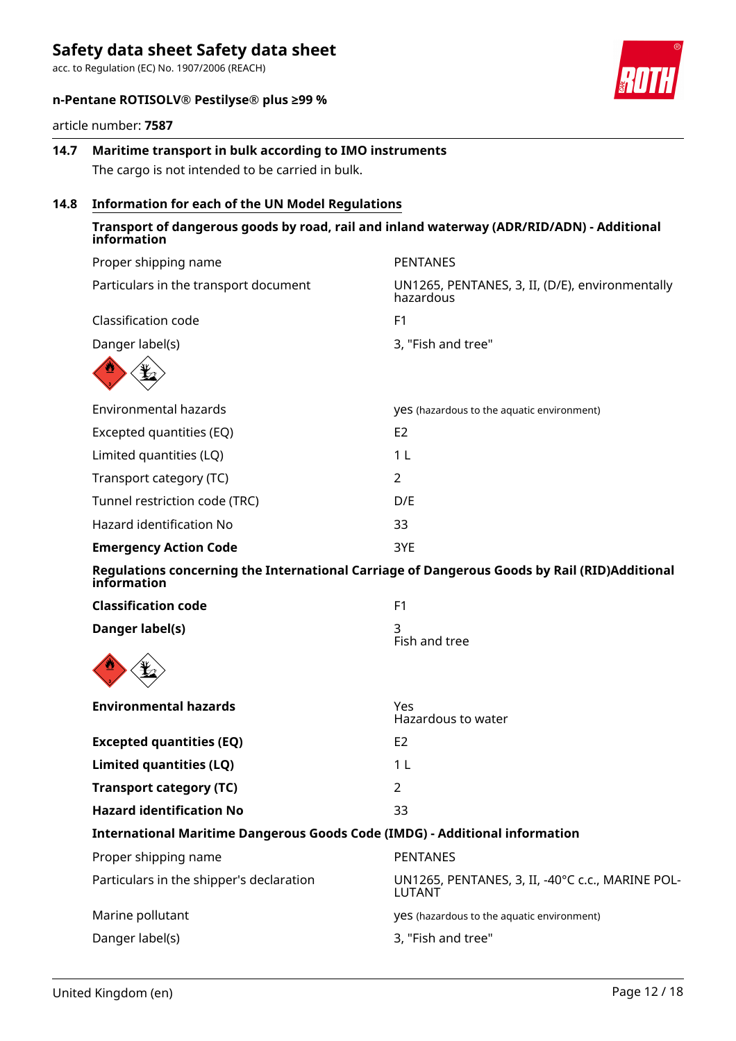## 14.7 Maritime transport in bulk according to IMO instruments

The cargo is not intended to be carried in bulk.

## 14.8 Information for each of the UN Model Regulations

**Transport of dangerous goods by road, rail and inland waterway (ADR/RID/ADN) - Additional information**

| | |
|---|---|
| Proper shipping name | PENTANES |
| Particulars in the transport document | UN1265, PENTANES, 3, II, (D/E), environmentally hazardous |
| Classification code | F1 |
| Danger label(s) | 3, "Fish and tree" |
| Environmental hazards | yes (hazardous to the aquatic environment) |
| Excepted quantities (EQ) | E2 |
| Limited quantities (LQ) | 1 L |
| Transport category (TC) | 2 |
| Tunnel restriction code (TRC) | D/E |
| Hazard identification No | 33 |
| **Emergency Action Code** | 3YE |

**Regulations concerning the International Carriage of Dangerous Goods by Rail (RID)Additional information**

| | |
|---|---|
| **Classification code** | F1 |
| **Danger label(s)** | 3<br>Fish and tree |
| **Environmental hazards** | Yes<br>Hazardous to water |
| **Excepted quantities (EQ)** | E2 |
| **Limited quantities (LQ)** | 1 L |
| **Transport category (TC)** | 2 |
| **Hazard identification No** | 33 |

**International Maritime Dangerous Goods Code (IMDG) - Additional information**

| | |
|---|---|
| Proper shipping name | PENTANES |
| Particulars in the shipper's declaration | UN1265, PENTANES, 3, II, -40°C c.c., MARINE POLLUTANT |
| Marine pollutant | yes (hazardous to the aquatic environment) |
| Danger label(s) | 3, "Fish and tree" |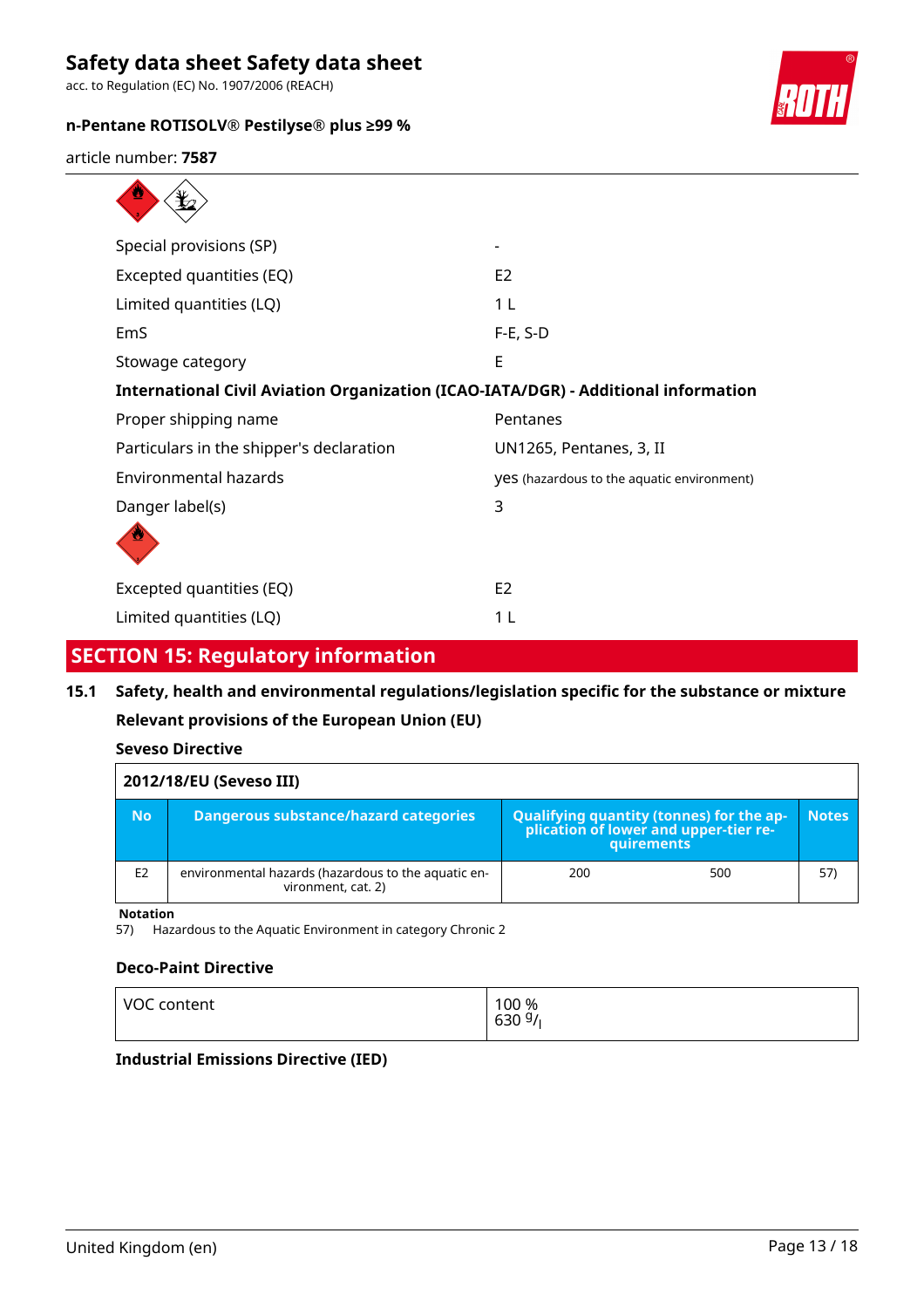| | |
|---|---|
| Special provisions (SP) | - |
| Excepted quantities (EQ) | E2 |
| Limited quantities (LQ) | 1 L |
| EmS | F-E, S-D |
| Stowage category | E |

**International Civil Aviation Organization (ICAO-IATA/DGR) - Additional information**

| | |
|---|---|
| Proper shipping name | Pentanes |
| Particulars in the shipper's declaration | UN1265, Pentanes, 3, II |
| Environmental hazards | yes (hazardous to the aquatic environment) |
| Danger label(s) | 3 |
| Excepted quantities (EQ) | E2 |
| Limited quantities (LQ) | 1 L |

## SECTION 15: Regulatory information

### 15.1 Safety, health and environmental regulations/legislation specific for the substance or mixture

**Relevant provisions of the European Union (EU)**

**Seveso Directive**

**2012/18/EU (Seveso III)**

| No | Dangerous substance/hazard categories | Qualifying quantity (tonnes) for the application of lower and upper-tier requirements | | Notes |
|---|---|---|---|---|
| E2 | environmental hazards (hazardous to the aquatic environment, cat. 2) | 200 | 500 | 57) |

**Notation**

57) Hazardous to the Aquatic Environment in category Chronic 2

**Deco-Paint Directive**

| | |
|---|---|
| VOC content | 100 %<br>630 g/l |

**Industrial Emissions Directive (IED)**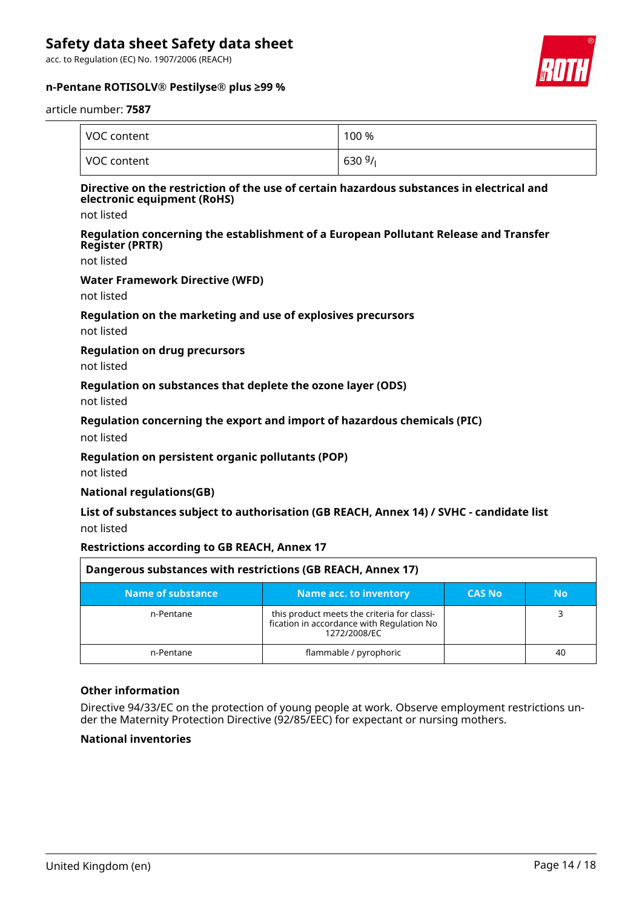| VOC content | 100 % |
|---|---|
| VOC content | 630 $^{g}/_{l}$ |

**Directive on the restriction of the use of certain hazardous substances in electrical and electronic equipment (RoHS)**

not listed

**Regulation concerning the establishment of a European Pollutant Release and Transfer Register (PRTR)**

not listed

**Water Framework Directive (WFD)**

not listed

**Regulation on the marketing and use of explosives precursors**

not listed

**Regulation on drug precursors**

not listed

**Regulation on substances that deplete the ozone layer (ODS)**

not listed

**Regulation concerning the export and import of hazardous chemicals (PIC)**

not listed

**Regulation on persistent organic pollutants (POP)**

not listed

**National regulations(GB)**

**List of substances subject to authorisation (GB REACH, Annex 14) / SVHC - candidate list**

not listed

**Restrictions according to GB REACH, Annex 17**

| Dangerous substances with restrictions (GB REACH, Annex 17) | | | |
|---|---|---|---|
| **Name of substance** | **Name acc. to inventory** | **CAS No** | **No** |
| n-Pentane | this product meets the criteria for classification in accordance with Regulation No 1272/2008/EC | | 3 |
| n-Pentane | flammable / pyrophoric | | 40 |

**Other information**

Directive 94/33/EC on the protection of young people at work. Observe employment restrictions under the Maternity Protection Directive (92/85/EEC) for expectant or nursing mothers.

**National inventories**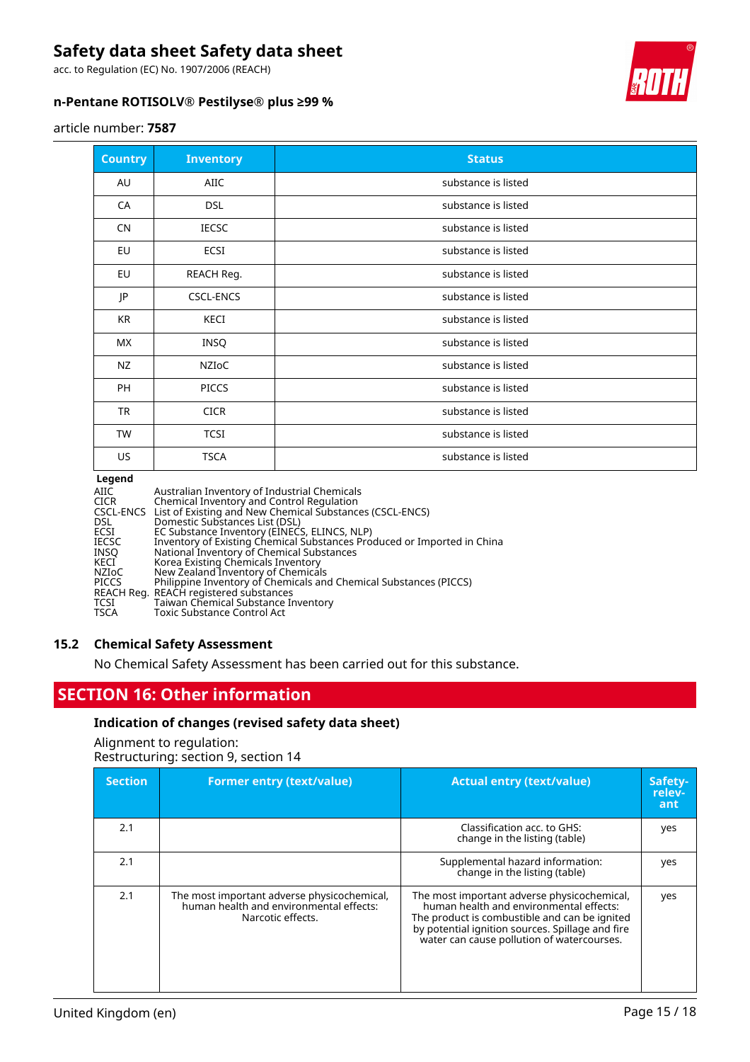| Country | Inventory | Status |
| --- | --- | --- |
| AU | AIIC | substance is listed |
| CA | DSL | substance is listed |
| CN | IECSC | substance is listed |
| EU | ECSI | substance is listed |
| EU | REACH Reg. | substance is listed |
| JP | CSCL-ENCS | substance is listed |
| KR | KECI | substance is listed |
| MX | INSQ | substance is listed |
| NZ | NZIoC | substance is listed |
| PH | PICCS | substance is listed |
| TR | CICR | substance is listed |
| TW | TCSI | substance is listed |
| US | TSCA | substance is listed |

**Legend**

| | |
| --- | --- |
| AIIC | Australian Inventory of Industrial Chemicals |
| CICR | Chemical Inventory and Control Regulation |
| CSCL-ENCS | List of Existing and New Chemical Substances (CSCL-ENCS) |
| DSL | Domestic Substances List (DSL) |
| ECSI | EC Substance Inventory (EINECS, ELINCS, NLP) |
| IECSC | Inventory of Existing Chemical Substances Produced or Imported in China |
| INSQ | National Inventory of Chemical Substances |
| KECI | Korea Existing Chemicals Inventory |
| NZIoC | New Zealand Inventory of Chemicals |
| PICCS | Philippine Inventory of Chemicals and Chemical Substances (PICCS) |
| REACH Reg. | REACH registered substances |
| TCSI | Taiwan Chemical Substance Inventory |
| TSCA | Toxic Substance Control Act |

### 15.2 Chemical Safety Assessment

No Chemical Safety Assessment has been carried out for this substance.

## SECTION 16: Other information

### Indication of changes (revised safety data sheet)

Alignment to regulation:
Restructuring: section 9, section 14

| Section | Former entry (text/value) | Actual entry (text/value) | Safety-relevant |
| --- | --- | --- | --- |
| 2.1 | | Classification acc. to GHS: change in the listing (table) | yes |
| 2.1 | | Supplemental hazard information: change in the listing (table) | yes |
| 2.1 | The most important adverse physicochemical, human health and environmental effects: Narcotic effects. | The most important adverse physicochemical, human health and environmental effects: The product is combustible and can be ignited by potential ignition sources. Spillage and fire water can cause pollution of watercourses. | yes |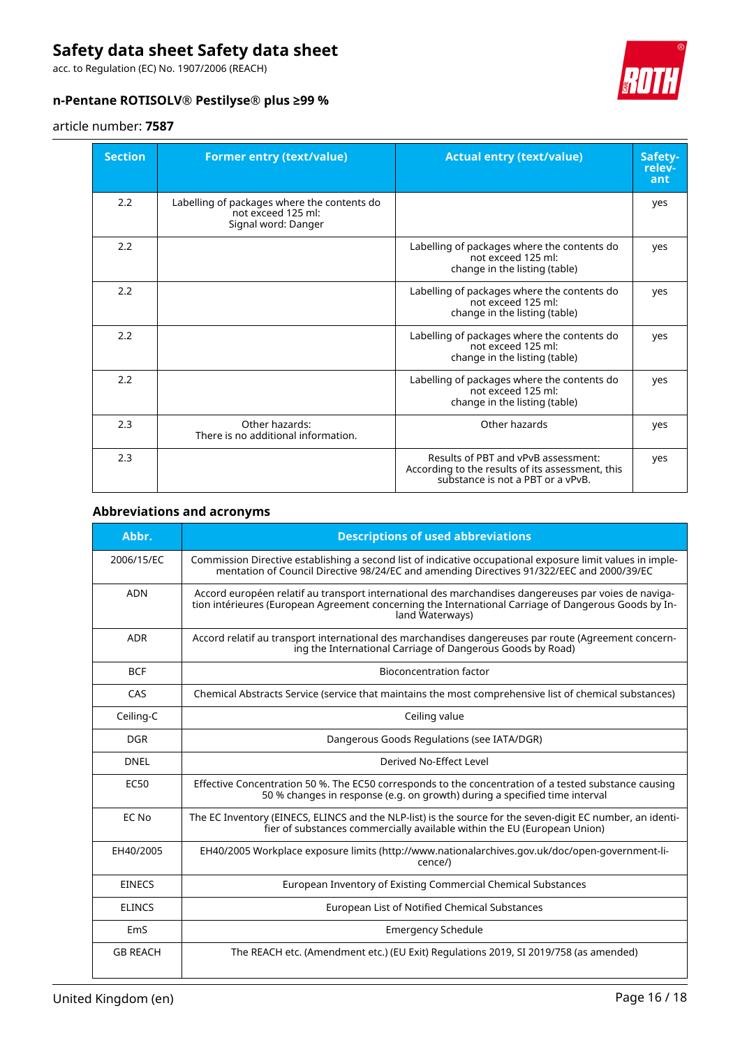| Section | Former entry (text/value) | Actual entry (text/value) | Safety-relevant |
|---|---|---|---|
| 2.2 | Labelling of packages where the contents do not exceed 125 ml:<br>Signal word: Danger | | yes |
| 2.2 | | Labelling of packages where the contents do not exceed 125 ml:<br>change in the listing (table) | yes |
| 2.2 | | Labelling of packages where the contents do not exceed 125 ml:<br>change in the listing (table) | yes |
| 2.2 | | Labelling of packages where the contents do not exceed 125 ml:<br>change in the listing (table) | yes |
| 2.2 | | Labelling of packages where the contents do not exceed 125 ml:<br>change in the listing (table) | yes |
| 2.3 | Other hazards:<br>There is no additional information. | Other hazards | yes |
| 2.3 | | Results of PBT and vPvB assessment:<br>According to the results of its assessment, this substance is not a PBT or a vPvB. | yes |

### Abbreviations and acronyms

| Abbr. | Descriptions of used abbreviations |
|---|---|
| 2006/15/EC | Commission Directive establishing a second list of indicative occupational exposure limit values in implementation of Council Directive 98/24/EC and amending Directives 91/322/EEC and 2000/39/EC |
| ADN | Accord européen relatif au transport international des marchandises dangereuses par voies de navigation intérieures (European Agreement concerning the International Carriage of Dangerous Goods by Inland Waterways) |
| ADR | Accord relatif au transport international des marchandises dangereuses par route (Agreement concerning the International Carriage of Dangerous Goods by Road) |
| BCF | Bioconcentration factor |
| CAS | Chemical Abstracts Service (service that maintains the most comprehensive list of chemical substances) |
| Ceiling-C | Ceiling value |
| DGR | Dangerous Goods Regulations (see IATA/DGR) |
| DNEL | Derived No-Effect Level |
| EC50 | Effective Concentration 50 %. The EC50 corresponds to the concentration of a tested substance causing 50 % changes in response (e.g. on growth) during a specified time interval |
| EC No | The EC Inventory (EINECS, ELINCS and the NLP-list) is the source for the seven-digit EC number, an identifier of substances commercially available within the EU (European Union) |
| EH40/2005 | EH40/2005 Workplace exposure limits (http://www.nationalarchives.gov.uk/doc/open-government-licence/) |
| EINECS | European Inventory of Existing Commercial Chemical Substances |
| ELINCS | European List of Notified Chemical Substances |
| EmS | Emergency Schedule |
| GB REACH | The REACH etc. (Amendment etc.) (EU Exit) Regulations 2019, SI 2019/758 (as amended) |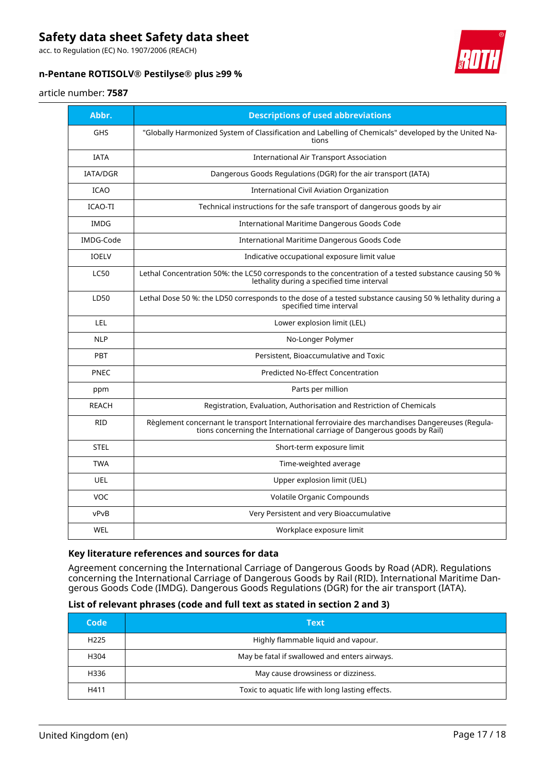| Abbr. | Descriptions of used abbreviations |
| --- | --- |
| GHS | "Globally Harmonized System of Classification and Labelling of Chemicals" developed by the United Nations |
| IATA | International Air Transport Association |
| IATA/DGR | Dangerous Goods Regulations (DGR) for the air transport (IATA) |
| ICAO | International Civil Aviation Organization |
| ICAO-TI | Technical instructions for the safe transport of dangerous goods by air |
| IMDG | International Maritime Dangerous Goods Code |
| IMDG-Code | International Maritime Dangerous Goods Code |
| IOELV | Indicative occupational exposure limit value |
| LC50 | Lethal Concentration 50%: the LC50 corresponds to the concentration of a tested substance causing 50 % lethality during a specified time interval |
| LD50 | Lethal Dose 50 %: the LD50 corresponds to the dose of a tested substance causing 50 % lethality during a specified time interval |
| LEL | Lower explosion limit (LEL) |
| NLP | No-Longer Polymer |
| PBT | Persistent, Bioaccumulative and Toxic |
| PNEC | Predicted No-Effect Concentration |
| ppm | Parts per million |
| REACH | Registration, Evaluation, Authorisation and Restriction of Chemicals |
| RID | Règlement concernant le transport International ferroviaire des marchandises Dangereuses (Regulations concerning the International carriage of Dangerous goods by Rail) |
| STEL | Short-term exposure limit |
| TWA | Time-weighted average |
| UEL | Upper explosion limit (UEL) |
| VOC | Volatile Organic Compounds |
| vPvB | Very Persistent and very Bioaccumulative |
| WEL | Workplace exposure limit |

### Key literature references and sources for data

Agreement concerning the International Carriage of Dangerous Goods by Road (ADR). Regulations concerning the International Carriage of Dangerous Goods by Rail (RID). International Maritime Dangerous Goods Code (IMDG). Dangerous Goods Regulations (DGR) for the air transport (IATA).

### List of relevant phrases (code and full text as stated in section 2 and 3)

| Code | Text |
| --- | --- |
| H225 | Highly flammable liquid and vapour. |
| H304 | May be fatal if swallowed and enters airways. |
| H336 | May cause drowsiness or dizziness. |
| H411 | Toxic to aquatic life with long lasting effects. |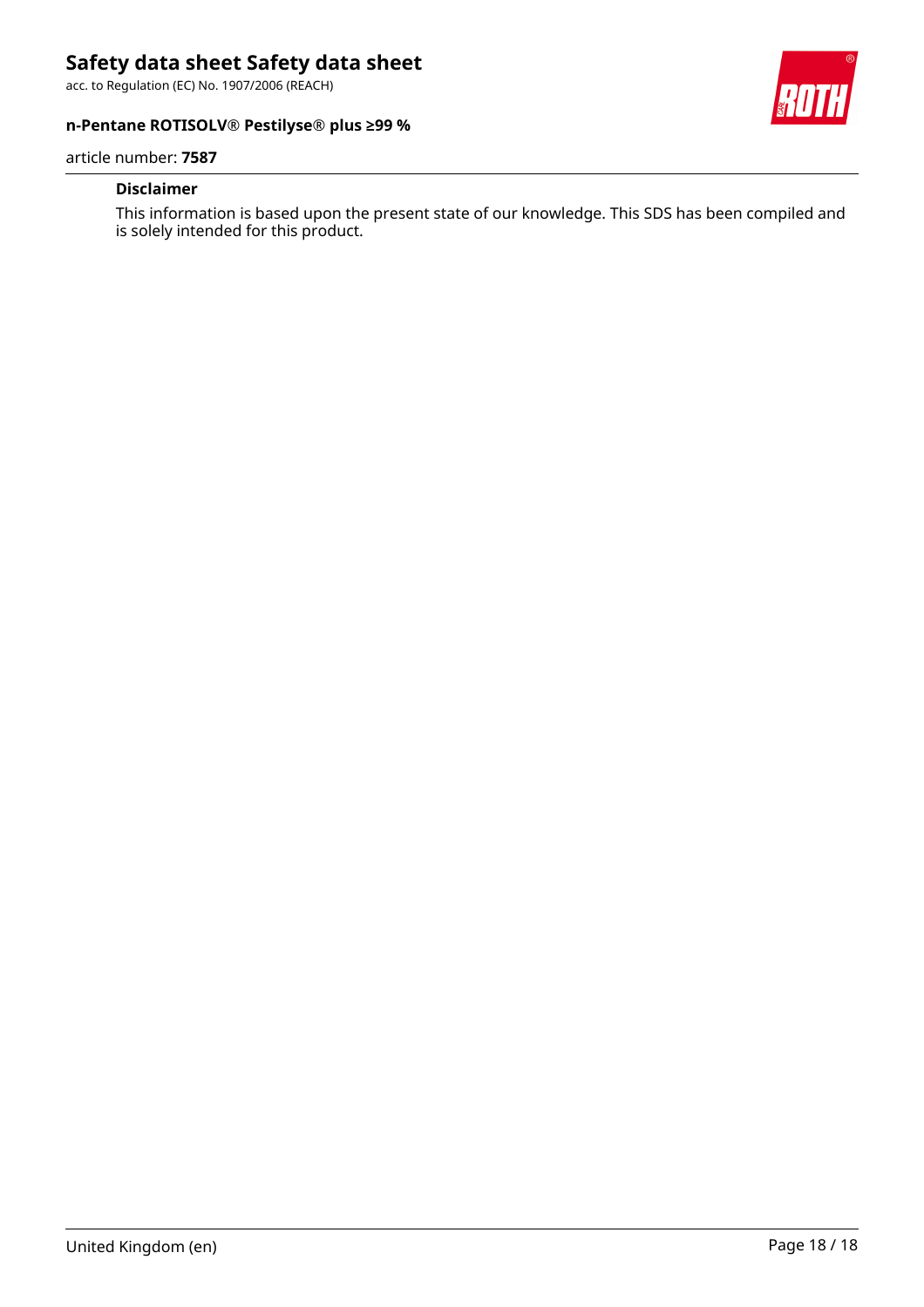### Disclaimer

This information is based upon the present state of our knowledge. This SDS has been compiled and is solely intended for this product.